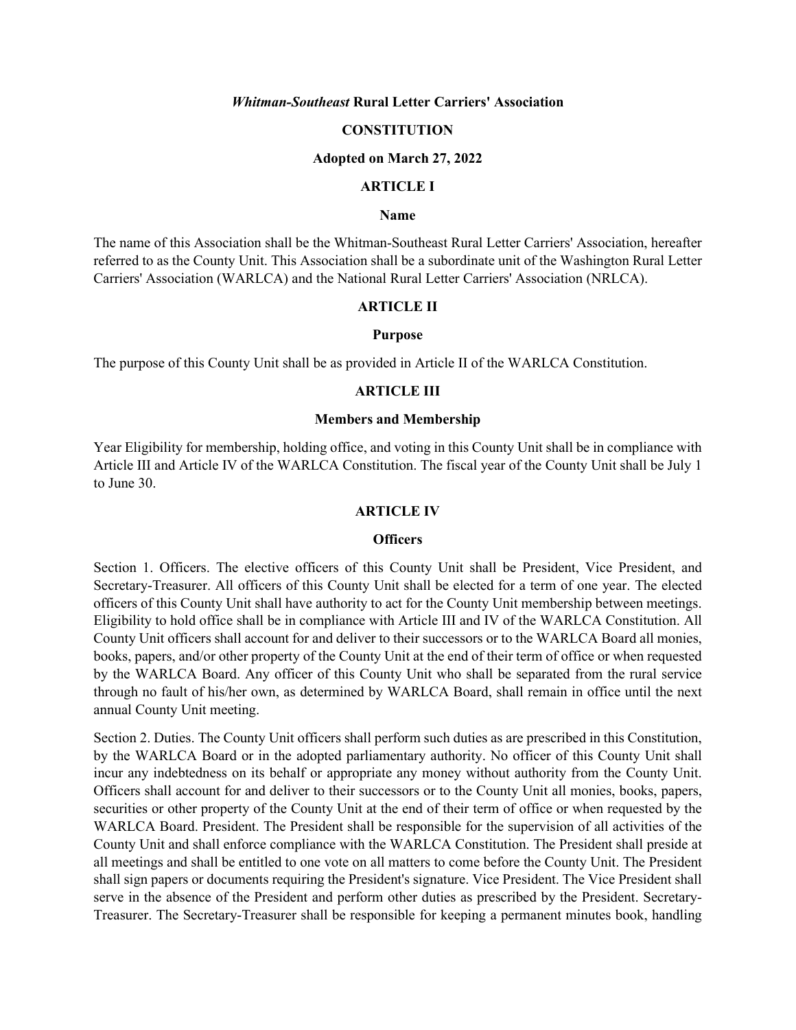# ***Whitman-Southeast*** **Rural Letter Carriers' Association**

## CONSTITUTION

**Adopted on March 27, 2022**

## ARTICLE I

### Name

The name of this Association shall be the Whitman-Southeast Rural Letter Carriers' Association, hereafter referred to as the County Unit. This Association shall be a subordinate unit of the Washington Rural Letter Carriers' Association (WARLCA) and the National Rural Letter Carriers' Association (NRLCA).

## ARTICLE II

### Purpose

The purpose of this County Unit shall be as provided in Article II of the WARLCA Constitution.

## ARTICLE III

### Members and Membership

Year Eligibility for membership, holding office, and voting in this County Unit shall be in compliance with Article III and Article IV of the WARLCA Constitution. The fiscal year of the County Unit shall be July 1 to June 30.

## ARTICLE IV

### Officers

Section 1. Officers. The elective officers of this County Unit shall be President, Vice President, and Secretary-Treasurer. All officers of this County Unit shall be elected for a term of one year. The elected officers of this County Unit shall have authority to act for the County Unit membership between meetings. Eligibility to hold office shall be in compliance with Article III and IV of the WARLCA Constitution. All County Unit officers shall account for and deliver to their successors or to the WARLCA Board all monies, books, papers, and/or other property of the County Unit at the end of their term of office or when requested by the WARLCA Board. Any officer of this County Unit who shall be separated from the rural service through no fault of his/her own, as determined by WARLCA Board, shall remain in office until the next annual County Unit meeting.

Section 2. Duties. The County Unit officers shall perform such duties as are prescribed in this Constitution, by the WARLCA Board or in the adopted parliamentary authority. No officer of this County Unit shall incur any indebtedness on its behalf or appropriate any money without authority from the County Unit. Officers shall account for and deliver to their successors or to the County Unit all monies, books, papers, securities or other property of the County Unit at the end of their term of office or when requested by the WARLCA Board. President. The President shall be responsible for the supervision of all activities of the County Unit and shall enforce compliance with the WARLCA Constitution. The President shall preside at all meetings and shall be entitled to one vote on all matters to come before the County Unit. The President shall sign papers or documents requiring the President's signature. Vice President. The Vice President shall serve in the absence of the President and perform other duties as prescribed by the President. Secretary-Treasurer. The Secretary-Treasurer shall be responsible for keeping a permanent minutes book, handling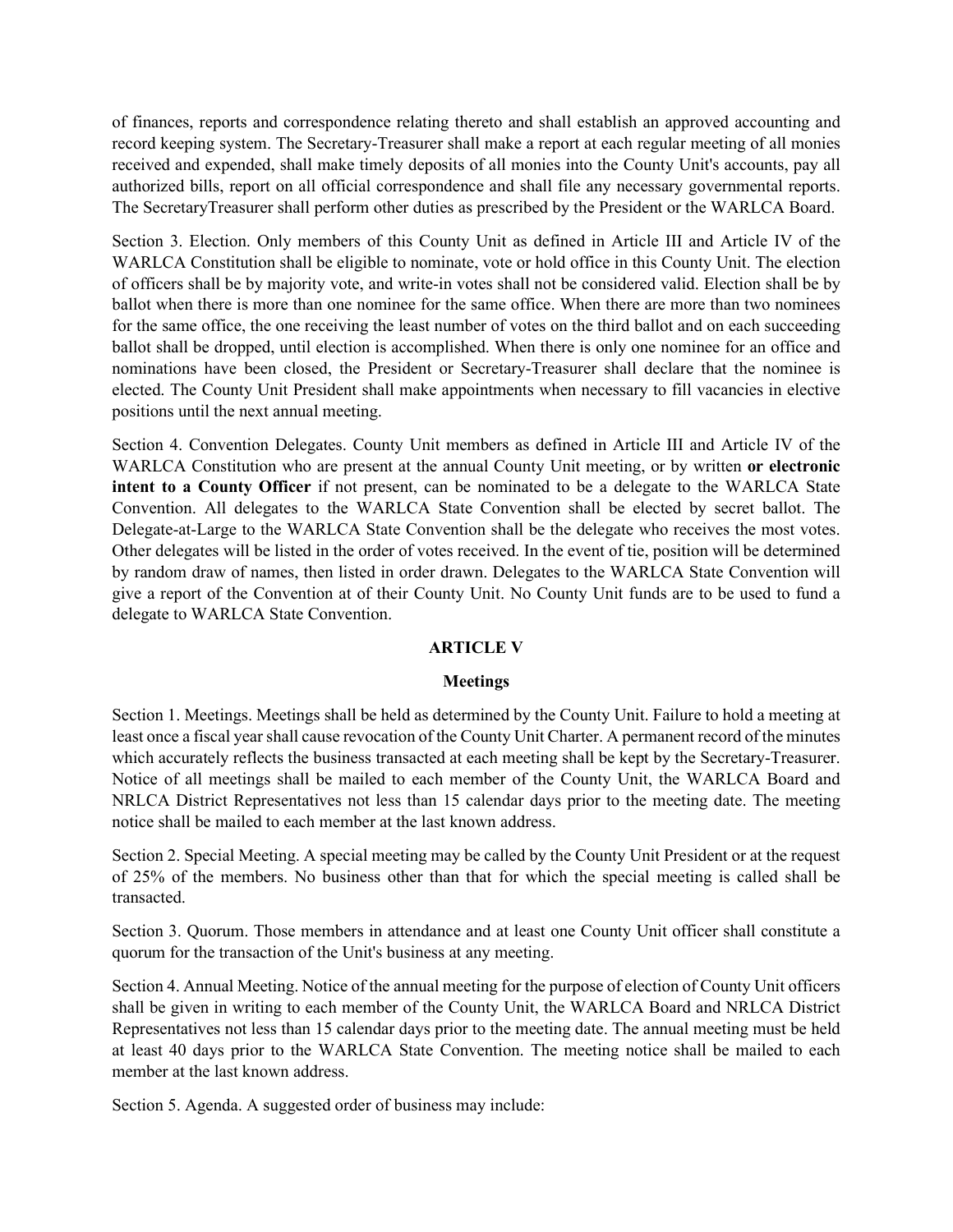of finances, reports and correspondence relating thereto and shall establish an approved accounting and record keeping system. The Secretary-Treasurer shall make a report at each regular meeting of all monies received and expended, shall make timely deposits of all monies into the County Unit's accounts, pay all authorized bills, report on all official correspondence and shall file any necessary governmental reports. The SecretaryTreasurer shall perform other duties as prescribed by the President or the WARLCA Board.

Section 3. Election. Only members of this County Unit as defined in Article III and Article IV of the WARLCA Constitution shall be eligible to nominate, vote or hold office in this County Unit. The election of officers shall be by majority vote, and write-in votes shall not be considered valid. Election shall be by ballot when there is more than one nominee for the same office. When there are more than two nominees for the same office, the one receiving the least number of votes on the third ballot and on each succeeding ballot shall be dropped, until election is accomplished. When there is only one nominee for an office and nominations have been closed, the President or Secretary-Treasurer shall declare that the nominee is elected. The County Unit President shall make appointments when necessary to fill vacancies in elective positions until the next annual meeting.

Section 4. Convention Delegates. County Unit members as defined in Article III and Article IV of the WARLCA Constitution who are present at the annual County Unit meeting, or by written **or electronic intent to a County Officer** if not present, can be nominated to be a delegate to the WARLCA State Convention. All delegates to the WARLCA State Convention shall be elected by secret ballot. The Delegate-at-Large to the WARLCA State Convention shall be the delegate who receives the most votes. Other delegates will be listed in the order of votes received. In the event of tie, position will be determined by random draw of names, then listed in order drawn. Delegates to the WARLCA State Convention will give a report of the Convention at of their County Unit. No County Unit funds are to be used to fund a delegate to WARLCA State Convention.

## ARTICLE V

### Meetings

Section 1. Meetings. Meetings shall be held as determined by the County Unit. Failure to hold a meeting at least once a fiscal year shall cause revocation of the County Unit Charter. A permanent record of the minutes which accurately reflects the business transacted at each meeting shall be kept by the Secretary-Treasurer. Notice of all meetings shall be mailed to each member of the County Unit, the WARLCA Board and NRLCA District Representatives not less than 15 calendar days prior to the meeting date. The meeting notice shall be mailed to each member at the last known address.

Section 2. Special Meeting. A special meeting may be called by the County Unit President or at the request of 25% of the members. No business other than that for which the special meeting is called shall be transacted.

Section 3. Quorum. Those members in attendance and at least one County Unit officer shall constitute a quorum for the transaction of the Unit's business at any meeting.

Section 4. Annual Meeting. Notice of the annual meeting for the purpose of election of County Unit officers shall be given in writing to each member of the County Unit, the WARLCA Board and NRLCA District Representatives not less than 15 calendar days prior to the meeting date. The annual meeting must be held at least 40 days prior to the WARLCA State Convention. The meeting notice shall be mailed to each member at the last known address.

Section 5. Agenda. A suggested order of business may include: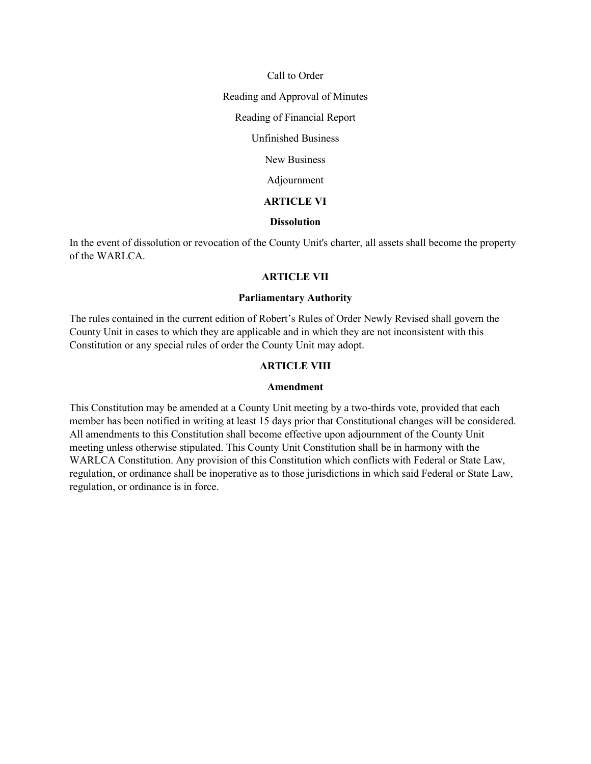Call to Order

Reading and Approval of Minutes

Reading of Financial Report

Unfinished Business

New Business

Adjournment

## ARTICLE VI

### Dissolution

In the event of dissolution or revocation of the County Unit's charter, all assets shall become the property of the WARLCA.

## ARTICLE VII

### Parliamentary Authority

The rules contained in the current edition of Robert's Rules of Order Newly Revised shall govern the County Unit in cases to which they are applicable and in which they are not inconsistent with this Constitution or any special rules of order the County Unit may adopt.

## ARTICLE VIII

### Amendment

This Constitution may be amended at a County Unit meeting by a two-thirds vote, provided that each member has been notified in writing at least 15 days prior that Constitutional changes will be considered. All amendments to this Constitution shall become effective upon adjournment of the County Unit meeting unless otherwise stipulated. This County Unit Constitution shall be in harmony with the WARLCA Constitution. Any provision of this Constitution which conflicts with Federal or State Law, regulation, or ordinance shall be inoperative as to those jurisdictions in which said Federal or State Law, regulation, or ordinance is in force.